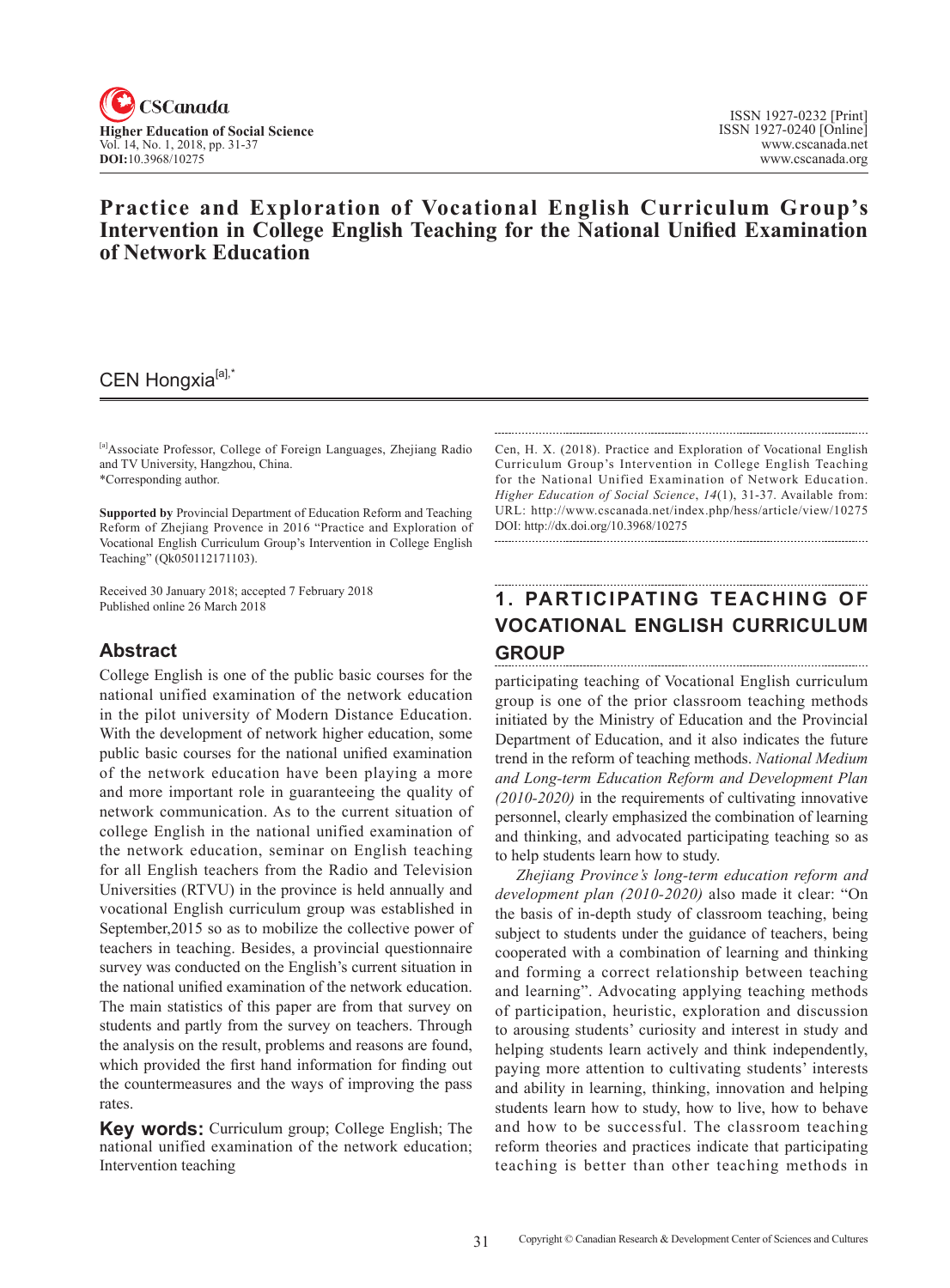# Practice and Exploration of Vocational English Curriculum Group's Intervention in College English Teaching for the National Unified Examination of Network Education

CEN Hongxia[a],*

[a]Associate Professor, College of Foreign Languages, Zhejiang Radio and TV University, Hangzhou, China.
*Corresponding author.

**Supported by** Provincial Department of Education Reform and Teaching Reform of Zhejiang Provence in 2016 "Practice and Exploration of Vocational English Curriculum Group's Intervention in College English Teaching" (Qk050112171103).

Received 30 January 2018; accepted 7 February 2018
Published online 26 March 2018

## Abstract

College English is one of the public basic courses for the national unified examination of the network education in the pilot university of Modern Distance Education. With the development of network higher education, some public basic courses for the national unified examination of the network education have been playing a more and more important role in guaranteeing the quality of network communication. As to the current situation of college English in the national unified examination of the network education, seminar on English teaching for all English teachers from the Radio and Television Universities (RTVU) in the province is held annually and vocational English curriculum group was established in September,2015 so as to mobilize the collective power of teachers in teaching. Besides, a provincial questionnaire survey was conducted on the English's current situation in the national unified examination of the network education. The main statistics of this paper are from that survey on students and partly from the survey on teachers. Through the analysis on the result, problems and reasons are found, which provided the first hand information for finding out the countermeasures and the ways of improving the pass rates.

**Key words:** Curriculum group; College English; The national unified examination of the network education; Intervention teaching

Cen, H. X. (2018). Practice and Exploration of Vocational English Curriculum Group's Intervention in College English Teaching for the National Unified Examination of Network Education. *Higher Education of Social Science*, *14*(1), 31-37. Available from: URL: http://www.cscanada.net/index.php/hess/article/view/10275 DOI: http://dx.doi.org/10.3968/10275

## 1. PARTICIPATING TEACHING OF VOCATIONAL ENGLISH CURRICULUM GROUP

participating teaching of Vocational English curriculum group is one of the prior classroom teaching methods initiated by the Ministry of Education and the Provincial Department of Education, and it also indicates the future trend in the reform of teaching methods. *National Medium and Long-term Education Reform and Development Plan (2010-2020)* in the requirements of cultivating innovative personnel, clearly emphasized the combination of learning and thinking, and advocated participating teaching so as to help students learn how to study.

*Zhejiang Province's long-term education reform and development plan (2010-2020)* also made it clear: "On the basis of in-depth study of classroom teaching, being subject to students under the guidance of teachers, being cooperated with a combination of learning and thinking and forming a correct relationship between teaching and learning". Advocating applying teaching methods of participation, heuristic, exploration and discussion to arousing students' curiosity and interest in study and helping students learn actively and think independently, paying more attention to cultivating students' interests and ability in learning, thinking, innovation and helping students learn how to study, how to live, how to behave and how to be successful. The classroom teaching reform theories and practices indicate that participating teaching is better than other teaching methods in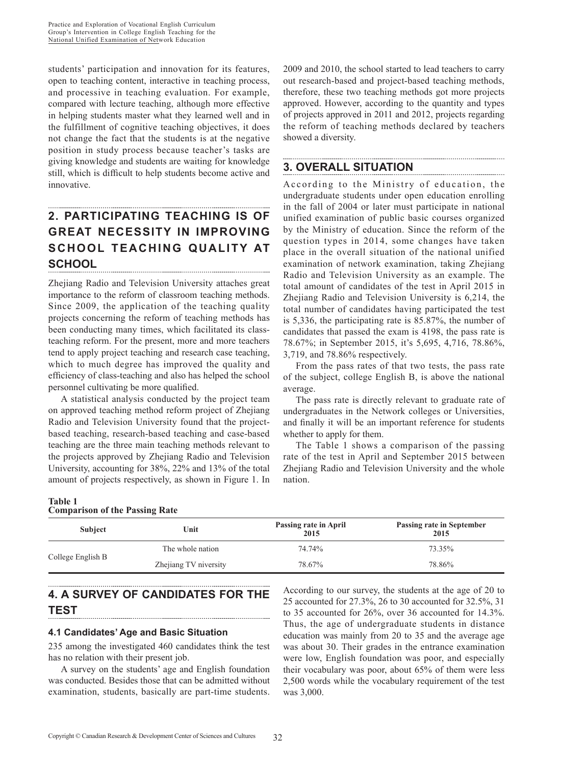students' participation and innovation for its features, open to teaching content, interactive in teaching process, and processive in teaching evaluation. For example, compared with lecture teaching, although more effective in helping students master what they learned well and in the fulfillment of cognitive teaching objectives, it does not change the fact that the students is at the negative position in study process because teacher's tasks are giving knowledge and students are waiting for knowledge still, which is difficult to help students become active and innovative.

## 2. PARTICIPATING TEACHING IS OF GREAT NECESSITY IN IMPROVING SCHOOL TEACHING QUALITY AT SCHOOL

Zhejiang Radio and Television University attaches great importance to the reform of classroom teaching methods. Since 2009, the application of the teaching quality projects concerning the reform of teaching methods has been conducting many times, which facilitated its class-teaching reform. For the present, more and more teachers tend to apply project teaching and research case teaching, which to much degree has improved the quality and efficiency of class-teaching and also has helped the school personnel cultivating be more qualified.

A statistical analysis conducted by the project team on approved teaching method reform project of Zhejiang Radio and Television University found that the project-based teaching, research-based teaching and case-based teaching are the three main teaching methods relevant to the projects approved by Zhejiang Radio and Television University, accounting for 38%, 22% and 13% of the total amount of projects respectively, as shown in Figure 1. In 2009 and 2010, the school started to lead teachers to carry out research-based and project-based teaching methods, therefore, these two teaching methods got more projects approved. However, according to the quantity and types of projects approved in 2011 and 2012, projects regarding the reform of teaching methods declared by teachers showed a diversity.

## 3. OVERALL SITUATION

According to the Ministry of education, the undergraduate students under open education enrolling in the fall of 2004 or later must participate in national unified examination of public basic courses organized by the Ministry of education. Since the reform of the question types in 2014, some changes have taken place in the overall situation of the national unified examination of network examination, taking Zhejiang Radio and Television University as an example. The total amount of candidates of the test in April 2015 in Zhejiang Radio and Television University is 6,214, the total number of candidates having participated the test is 5,336, the participating rate is 85.87%, the number of candidates that passed the exam is 4198, the pass rate is 78.67%; in September 2015, it's 5,695, 4,716, 78.86%, 3,719, and 78.86% respectively.

From the pass rates of that two tests, the pass rate of the subject, college English B, is above the national average.

The pass rate is directly relevant to graduate rate of undergraduates in the Network colleges or Universities, and finally it will be an important reference for students whether to apply for them.

The Table 1 shows a comparison of the passing rate of the test in April and September 2015 between Zhejiang Radio and Television University and the whole nation.

**Table 1**
**Comparison of the Passing Rate**

| Subject | Unit | Passing rate in April 2015 | Passing rate in September 2015 |
|---|---|---|---|
| College English B | The whole nation | 74.74% | 73.35% |
| | Zhejiang TV niversity | 78.67% | 78.86% |

## 4. A SURVEY OF CANDIDATES FOR THE TEST

### 4.1 Candidates' Age and Basic Situation

235 among the investigated 460 candidates think the test has no relation with their present job.

A survey on the students' age and English foundation was conducted. Besides those that can be admitted without examination, students, basically are part-time students. According to our survey, the students at the age of 20 to 25 accounted for 27.3%, 26 to 30 accounted for 32.5%, 31 to 35 accounted for 26%, over 36 accounted for 14.3%. Thus, the age of undergraduate students in distance education was mainly from 20 to 35 and the average age was about 30. Their grades in the entrance examination were low, English foundation was poor, and especially their vocabulary was poor, about 65% of them were less 2,500 words while the vocabulary requirement of the test was 3,000.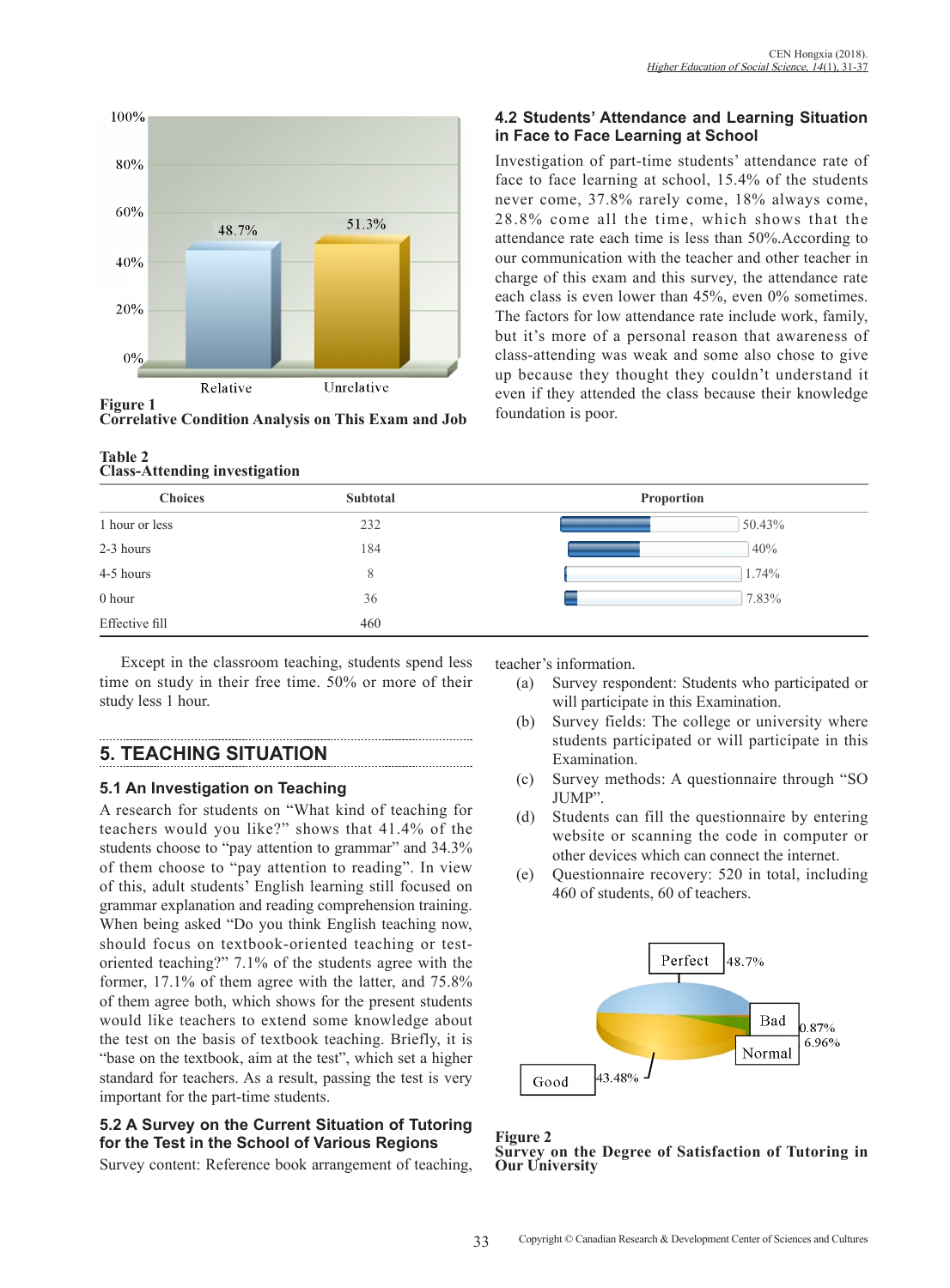Figure 1
**Correlative Condition Analysis on This Exam and Job**

### 4.2 Students' Attendance and Learning Situation in Face to Face Learning at School

Investigation of part-time students' attendance rate of face to face learning at school, 15.4% of the students never come, 37.8% rarely come, 18% always come, 28.8% come all the time, which shows that the attendance rate each time is less than 50%.According to our communication with the teacher and other teacher in charge of this exam and this survey, the attendance rate each class is even lower than 45%, even 0% sometimes. The factors for low attendance rate include work, family, but it's more of a personal reason that awareness of class-attending was weak and some also chose to give up because they thought they couldn't understand it even if they attended the class because their knowledge foundation is poor.

**Table 2**
**Class-Attending investigation**

| Choices | Subtotal | Proportion |
|---|---|---|
| 1 hour or less | 232 | 50.43% |
| 2-3 hours | 184 | 40% |
| 4-5 hours | 8 | 1.74% |
| 0 hour | 36 | 7.83% |
| Effective fill | 460 | |

Except in the classroom teaching, students spend less time on study in their free time. 50% or more of their study less 1 hour.

## 5. TEACHING SITUATION

### 5.1 An Investigation on Teaching

A research for students on "What kind of teaching for teachers would you like?" shows that 41.4% of the students choose to "pay attention to grammar" and 34.3% of them choose to "pay attention to reading". In view of this, adult students' English learning still focused on grammar explanation and reading comprehension training. When being asked "Do you think English teaching now, should focus on textbook-oriented teaching or test-oriented teaching?" 7.1% of the students agree with the former, 17.1% of them agree with the latter, and 75.8% of them agree both, which shows for the present students would like teachers to extend some knowledge about the test on the basis of textbook teaching. Briefly, it is "base on the textbook, aim at the test", which set a higher standard for teachers. As a result, passing the test is very important for the part-time students.

### 5.2 A Survey on the Current Situation of Tutoring for the Test in the School of Various Regions

Survey content: Reference book arrangement of teaching, teacher's information.

(a) Survey respondent: Students who participated or will participate in this Examination.

(b) Survey fields: The college or university where students participated or will participate in this Examination.

(c) Survey methods: A questionnaire through "SO JUMP".

(d) Students can fill the questionnaire by entering website or scanning the code in computer or other devices which can connect the internet.

(e) Questionnaire recovery: 520 in total, including 460 of students, 60 of teachers.

Figure 2
**Survey on the Degree of Satisfaction of Tutoring in Our University**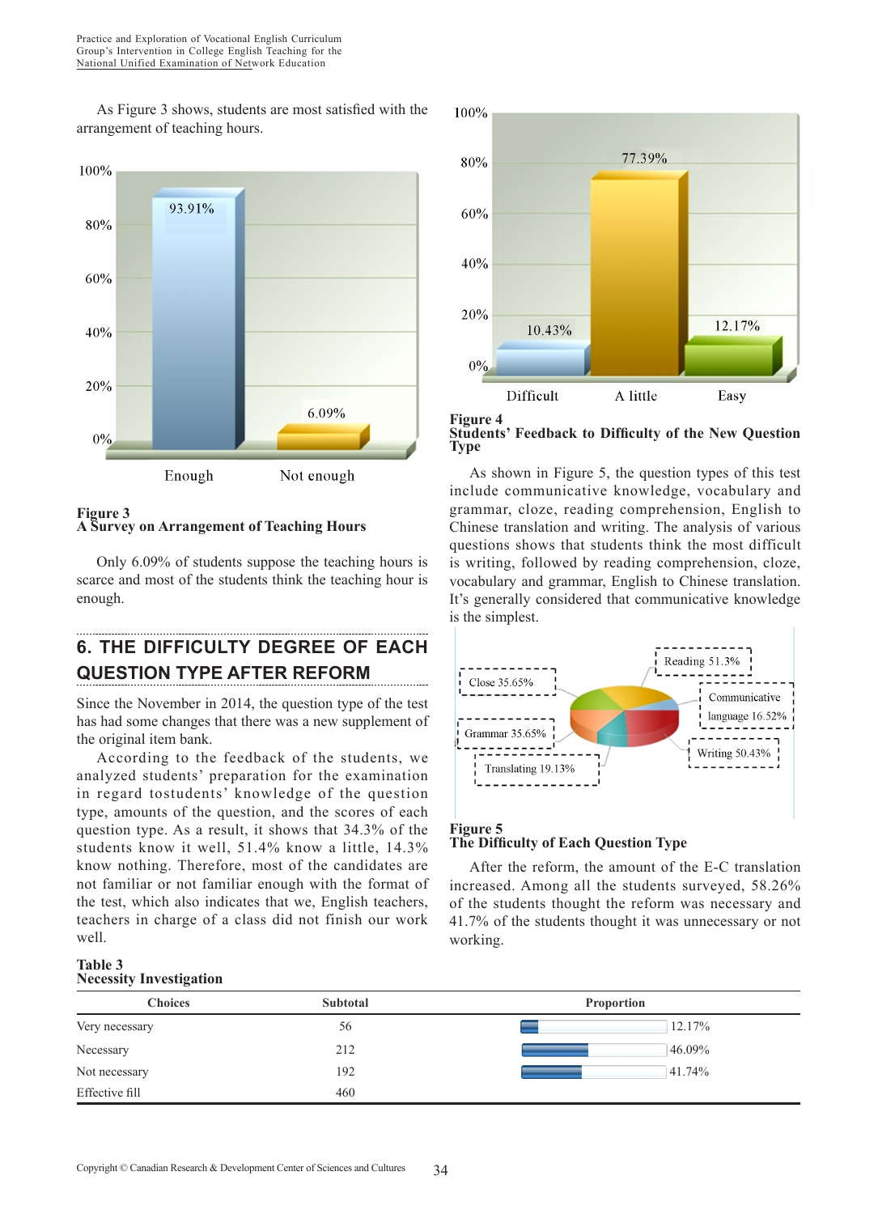As Figure 3 shows, students are most satisfied with the arrangement of teaching hours.

**Figure 3**
**A Survey on Arrangement of Teaching Hours**

Only 6.09% of students suppose the teaching hours is scarce and most of the students think the teaching hour is enough.

## 6. THE DIFFICULTY DEGREE OF EACH QUESTION TYPE AFTER REFORM

Since the November in 2014, the question type of the test has had some changes that there was a new supplement of the original item bank.

According to the feedback of the students, we analyzed students' preparation for the examination in regard tostudents' knowledge of the question type, amounts of the question, and the scores of each question type. As a result, it shows that 34.3% of the students know it well, 51.4% know a little, 14.3% know nothing. Therefore, most of the candidates are not familiar or not familiar enough with the format of the test, which also indicates that we, English teachers, teachers in charge of a class did not finish our work well.

**Figure 4**
**Students' Feedback to Difficulty of the New Question Type**

As shown in Figure 5, the question types of this test include communicative knowledge, vocabulary and grammar, cloze, reading comprehension, English to Chinese translation and writing. The analysis of various questions shows that students think the most difficult is writing, followed by reading comprehension, cloze, vocabulary and grammar, English to Chinese translation. It's generally considered that communicative knowledge is the simplest.

**Figure 5**
**The Difficulty of Each Question Type**

After the reform, the amount of the E-C translation increased. Among all the students surveyed, 58.26% of the students thought the reform was necessary and 41.7% of the students thought it was unnecessary or not working.

**Table 3**
**Necessity Investigation**

| Choices | Subtotal | Proportion |
|---|---|---|
| Very necessary | 56 | 12.17% |
| Necessary | 212 | 46.09% |
| Not necessary | 192 | 41.74% |
| Effective fill | 460 | |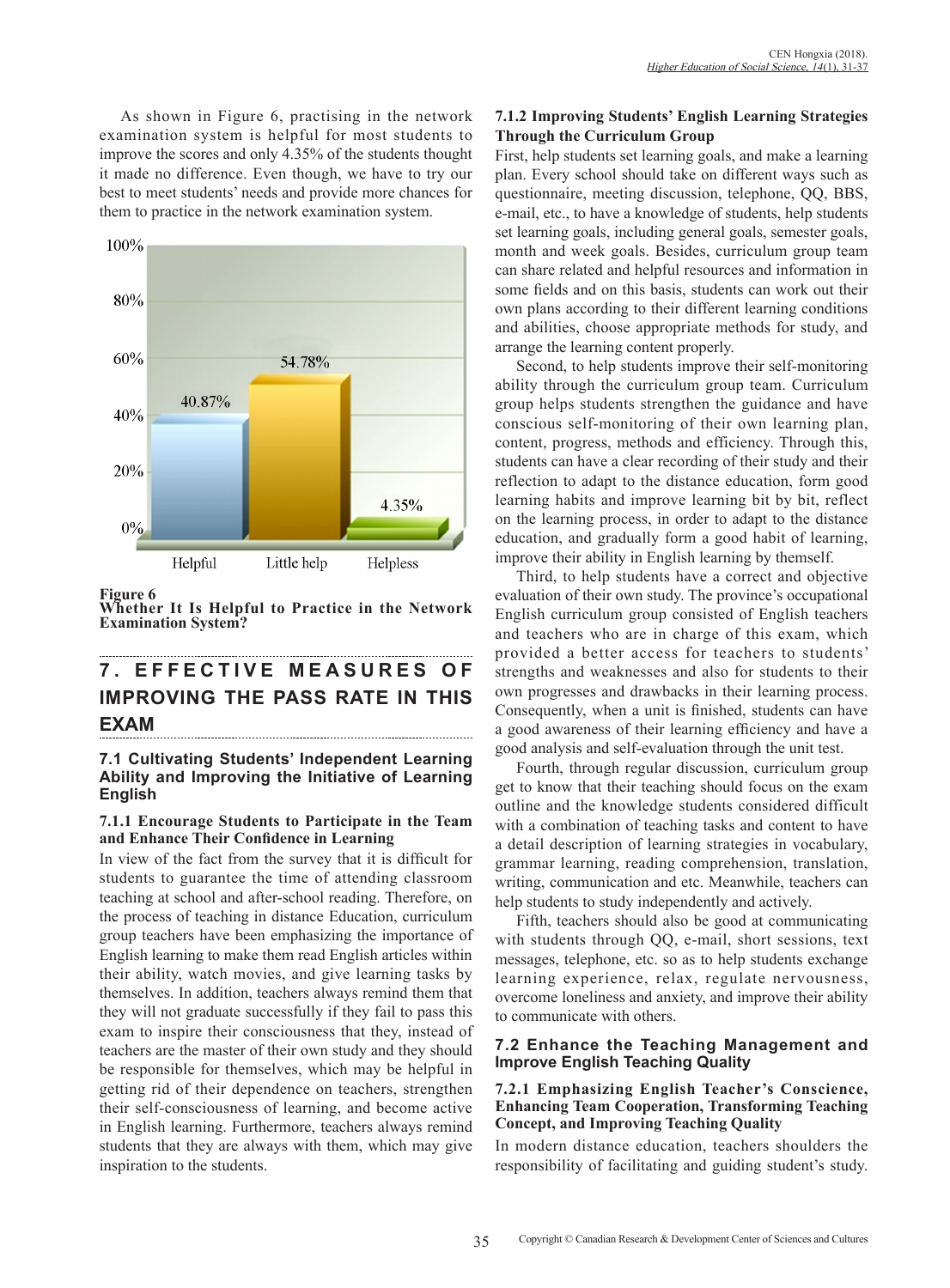As shown in Figure 6, practising in the network examination system is helpful for most students to improve the scores and only 4.35% of the students thought it made no difference. Even though, we have to try our best to meet students' needs and provide more chances for them to practice in the network examination system.

**Figure 6**
**Whether It Is Helpful to Practice in the Network Examination System?**

## 7. EFFECTIVE MEASURES OF IMPROVING THE PASS RATE IN THIS EXAM

### 7.1 Cultivating Students' Independent Learning Ability and Improving the Initiative of Learning English

#### 7.1.1 Encourage Students to Participate in the Team and Enhance Their Confidence in Learning

In view of the fact from the survey that it is difficult for students to guarantee the time of attending classroom teaching at school and after-school reading. Therefore, on the process of teaching in distance Education, curriculum group teachers have been emphasizing the importance of English learning to make them read English articles within their ability, watch movies, and give learning tasks by themselves. In addition, teachers always remind them that they will not graduate successfully if they fail to pass this exam to inspire their consciousness that they, instead of teachers are the master of their own study and they should be responsible for themselves, which may be helpful in getting rid of their dependence on teachers, strengthen their self-consciousness of learning, and become active in English learning. Furthermore, teachers always remind students that they are always with them, which may give inspiration to the students.

#### 7.1.2 Improving Students' English Learning Strategies Through the Curriculum Group

First, help students set learning goals, and make a learning plan. Every school should take on different ways such as questionnaire, meeting discussion, telephone, QQ, BBS, e-mail, etc., to have a knowledge of students, help students set learning goals, including general goals, semester goals, month and week goals. Besides, curriculum group team can share related and helpful resources and information in some fields and on this basis, students can work out their own plans according to their different learning conditions and abilities, choose appropriate methods for study, and arrange the learning content properly.

Second, to help students improve their self-monitoring ability through the curriculum group team. Curriculum group helps students strengthen the guidance and have conscious self-monitoring of their own learning plan, content, progress, methods and efficiency. Through this, students can have a clear recording of their study and their reflection to adapt to the distance education, form good learning habits and improve learning bit by bit, reflect on the learning process, in order to adapt to the distance education, and gradually form a good habit of learning, improve their ability in English learning by themself.

Third, to help students have a correct and objective evaluation of their own study. The province's occupational English curriculum group consisted of English teachers and teachers who are in charge of this exam, which provided a better access for teachers to students' strengths and weaknesses and also for students to their own progresses and drawbacks in their learning process. Consequently, when a unit is finished, students can have a good awareness of their learning efficiency and have a good analysis and self-evaluation through the unit test.

Fourth, through regular discussion, curriculum group get to know that their teaching should focus on the exam outline and the knowledge students considered difficult with a combination of learning tasks and content to have a detail description of learning strategies in vocabulary, grammar learning, reading comprehension, translation, writing, communication and etc. Meanwhile, teachers can help students to study independently and actively.

Fifth, teachers should also be good at communicating with students through QQ, e-mail, short sessions, text messages, telephone, etc. so as to help students exchange learning experience, relax, regulate nervousness, overcome loneliness and anxiety, and improve their ability to communicate with others.

### 7.2 Enhance the Teaching Management and Improve English Teaching Quality

#### 7.2.1 Emphasizing English Teacher's Conscience, Enhancing Team Cooperation, Transforming Teaching Concept, and Improving Teaching Quality

In modern distance education, teachers shoulders the responsibility of facilitating and guiding student's study.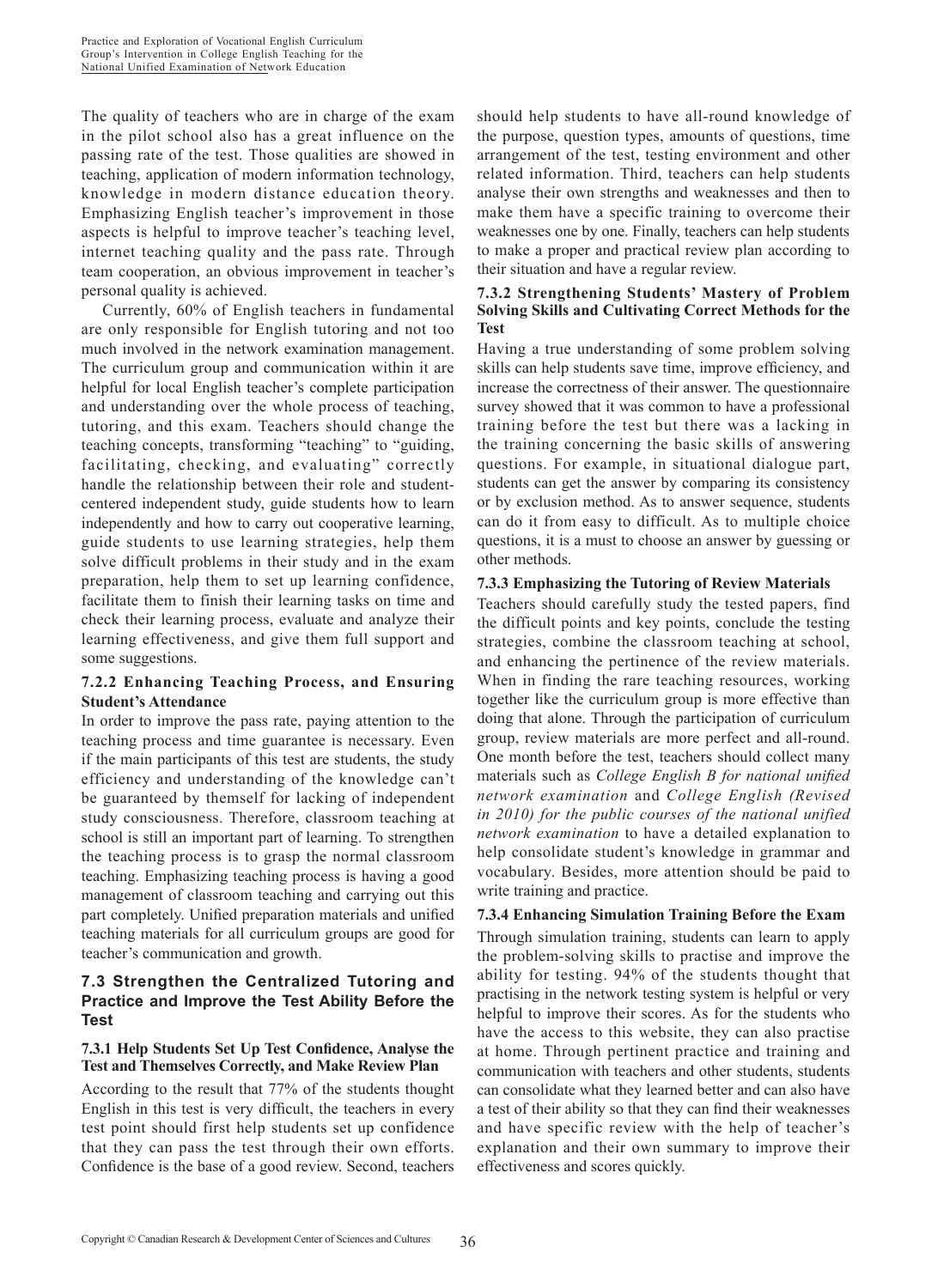The quality of teachers who are in charge of the exam in the pilot school also has a great influence on the passing rate of the test. Those qualities are showed in teaching, application of modern information technology, knowledge in modern distance education theory. Emphasizing English teacher's improvement in those aspects is helpful to improve teacher's teaching level, internet teaching quality and the pass rate. Through team cooperation, an obvious improvement in teacher's personal quality is achieved.

Currently, 60% of English teachers in fundamental are only responsible for English tutoring and not too much involved in the network examination management. The curriculum group and communication within it are helpful for local English teacher's complete participation and understanding over the whole process of teaching, tutoring, and this exam. Teachers should change the teaching concepts, transforming "teaching" to "guiding, facilitating, checking, and evaluating" correctly handle the relationship between their role and student-centered independent study, guide students how to learn independently and how to carry out cooperative learning, guide students to use learning strategies, help them solve difficult problems in their study and in the exam preparation, help them to set up learning confidence, facilitate them to finish their learning tasks on time and check their learning process, evaluate and analyze their learning effectiveness, and give them full support and some suggestions.

#### 7.2.2 Enhancing Teaching Process, and Ensuring Student's Attendance

In order to improve the pass rate, paying attention to the teaching process and time guarantee is necessary. Even if the main participants of this test are students, the study efficiency and understanding of the knowledge can't be guaranteed by themself for lacking of independent study consciousness. Therefore, classroom teaching at school is still an important part of learning. To strengthen the teaching process is to grasp the normal classroom teaching. Emphasizing teaching process is having a good management of classroom teaching and carrying out this part completely. Unified preparation materials and unified teaching materials for all curriculum groups are good for teacher's communication and growth.

### 7.3 Strengthen the Centralized Tutoring and Practice and Improve the Test Ability Before the Test

#### 7.3.1 Help Students Set Up Test Confidence, Analyse the Test and Themselves Correctly, and Make Review Plan

According to the result that 77% of the students thought English in this test is very difficult, the teachers in every test point should first help students set up confidence that they can pass the test through their own efforts. Confidence is the base of a good review. Second, teachers should help students to have all-round knowledge of the purpose, question types, amounts of questions, time arrangement of the test, testing environment and other related information. Third, teachers can help students analyse their own strengths and weaknesses and then to make them have a specific training to overcome their weaknesses one by one. Finally, teachers can help students to make a proper and practical review plan according to their situation and have a regular review.

#### 7.3.2 Strengthening Students' Mastery of Problem Solving Skills and Cultivating Correct Methods for the Test

Having a true understanding of some problem solving skills can help students save time, improve efficiency, and increase the correctness of their answer. The questionnaire survey showed that it was common to have a professional training before the test but there was a lacking in the training concerning the basic skills of answering questions. For example, in situational dialogue part, students can get the answer by comparing its consistency or by exclusion method. As to answer sequence, students can do it from easy to difficult. As to multiple choice questions, it is a must to choose an answer by guessing or other methods.

#### 7.3.3 Emphasizing the Tutoring of Review Materials

Teachers should carefully study the tested papers, find the difficult points and key points, conclude the testing strategies, combine the classroom teaching at school, and enhancing the pertinence of the review materials. When in finding the rare teaching resources, working together like the curriculum group is more effective than doing that alone. Through the participation of curriculum group, review materials are more perfect and all-round. One month before the test, teachers should collect many materials such as *College English B for national unified network examination* and *College English (Revised in 2010) for the public courses of the national unified network examination* to have a detailed explanation to help consolidate student's knowledge in grammar and vocabulary. Besides, more attention should be paid to write training and practice.

#### 7.3.4 Enhancing Simulation Training Before the Exam

Through simulation training, students can learn to apply the problem-solving skills to practise and improve the ability for testing. 94% of the students thought that practising in the network testing system is helpful or very helpful to improve their scores. As for the students who have the access to this website, they can also practise at home. Through pertinent practice and training and communication with teachers and other students, students can consolidate what they learned better and can also have a test of their ability so that they can find their weaknesses and have specific review with the help of teacher's explanation and their own summary to improve their effectiveness and scores quickly.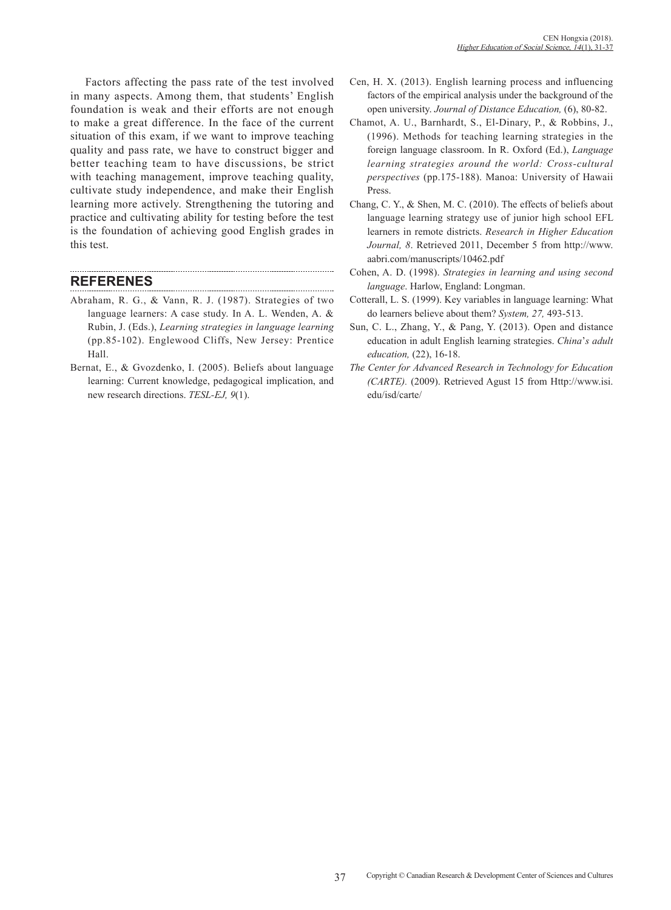Factors affecting the pass rate of the test involved in many aspects. Among them, that students' English foundation is weak and their efforts are not enough to make a great difference. In the face of the current situation of this exam, if we want to improve teaching quality and pass rate, we have to construct bigger and better teaching team to have discussions, be strict with teaching management, improve teaching quality, cultivate study independence, and make their English learning more actively. Strengthening the tutoring and practice and cultivating ability for testing before the test is the foundation of achieving good English grades in this test.

## REFERENES

Abraham, R. G., & Vann, R. J. (1987). Strategies of two language learners: A case study. In A. L. Wenden, A. & Rubin, J. (Eds.), *Learning strategies in language learning* (pp.85-102). Englewood Cliffs, New Jersey: Prentice Hall.

Bernat, E., & Gvozdenko, I. (2005). Beliefs about language learning: Current knowledge, pedagogical implication, and new research directions. *TESL-EJ, 9*(1).

Cen, H. X. (2013). English learning process and influencing factors of the empirical analysis under the background of the open university. *Journal of Distance Education,* (6), 80-82.

Chamot, A. U., Barnhardt, S., El-Dinary, P., & Robbins, J., (1996). Methods for teaching learning strategies in the foreign language classroom. In R. Oxford (Ed.), *Language learning strategies around the world: Cross-cultural perspectives* (pp.175-188). Manoa: University of Hawaii Press.

Chang, C. Y., & Shen, M. C. (2010). The effects of beliefs about language learning strategy use of junior high school EFL learners in remote districts. *Research in Higher Education Journal, 8*. Retrieved 2011, December 5 from http://www.aabri.com/manuscripts/10462.pdf

Cohen, A. D. (1998). *Strategies in learning and using second language*. Harlow, England: Longman.

Cotterall, L. S. (1999). Key variables in language learning: What do learners believe about them? *System, 27,* 493-513.

Sun, C. L., Zhang, Y., & Pang, Y. (2013). Open and distance education in adult English learning strategies. *China's adult education,* (22), 16-18.

*The Center for Advanced Research in Technology for Education (CARTE).* (2009). Retrieved Agust 15 from Http://www.isi.edu/isd/carte/